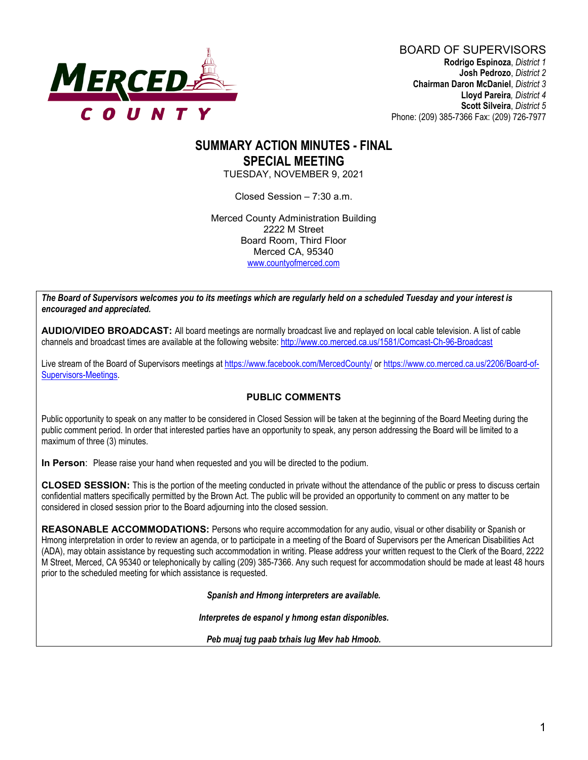MERCED COUNTY

BOARD OF SUPERVISORS

**Rodrigo Espinoza**, *District 1*
**Josh Pedrozo**, *District 2*
**Chairman Daron McDaniel**, *District 3*
**Lloyd Pareira**, *District 4*
**Scott Silveira**, *District 5*
Phone: (209) 385-7366 Fax: (209) 726-7977

# SUMMARY ACTION MINUTES - FINAL
# SPECIAL MEETING

TUESDAY, NOVEMBER 9, 2021

Closed Session – 7:30 a.m.

Merced County Administration Building
2222 M Street
Board Room, Third Floor
Merced CA, 95340
www.countyofmerced.com

***The Board of Supervisors welcomes you to its meetings which are regularly held on a scheduled Tuesday and your interest is encouraged and appreciated.***

**AUDIO/VIDEO BROADCAST:** All board meetings are normally broadcast live and replayed on local cable television. A list of cable channels and broadcast times are available at the following website: http://www.co.merced.ca.us/1581/Comcast-Ch-96-Broadcast

Live stream of the Board of Supervisors meetings at https://www.facebook.com/MercedCounty/ or https://www.co.merced.ca.us/2206/Board-of-Supervisors-Meetings.

## PUBLIC COMMENTS

Public opportunity to speak on any matter to be considered in Closed Session will be taken at the beginning of the Board Meeting during the public comment period. In order that interested parties have an opportunity to speak, any person addressing the Board will be limited to a maximum of three (3) minutes.

**In Person**: Please raise your hand when requested and you will be directed to the podium.

**CLOSED SESSION:** This is the portion of the meeting conducted in private without the attendance of the public or press to discuss certain confidential matters specifically permitted by the Brown Act. The public will be provided an opportunity to comment on any matter to be considered in closed session prior to the Board adjourning into the closed session.

**REASONABLE ACCOMMODATIONS:** Persons who require accommodation for any audio, visual or other disability or Spanish or Hmong interpretation in order to review an agenda, or to participate in a meeting of the Board of Supervisors per the American Disabilities Act (ADA), may obtain assistance by requesting such accommodation in writing. Please address your written request to the Clerk of the Board, 2222 M Street, Merced, CA 95340 or telephonically by calling (209) 385-7366. Any such request for accommodation should be made at least 48 hours prior to the scheduled meeting for which assistance is requested.

***Spanish and Hmong interpreters are available.***

***Interpretes de espanol y hmong estan disponibles.***

***Peb muaj tug paab txhais lug Mev hab Hmoob.***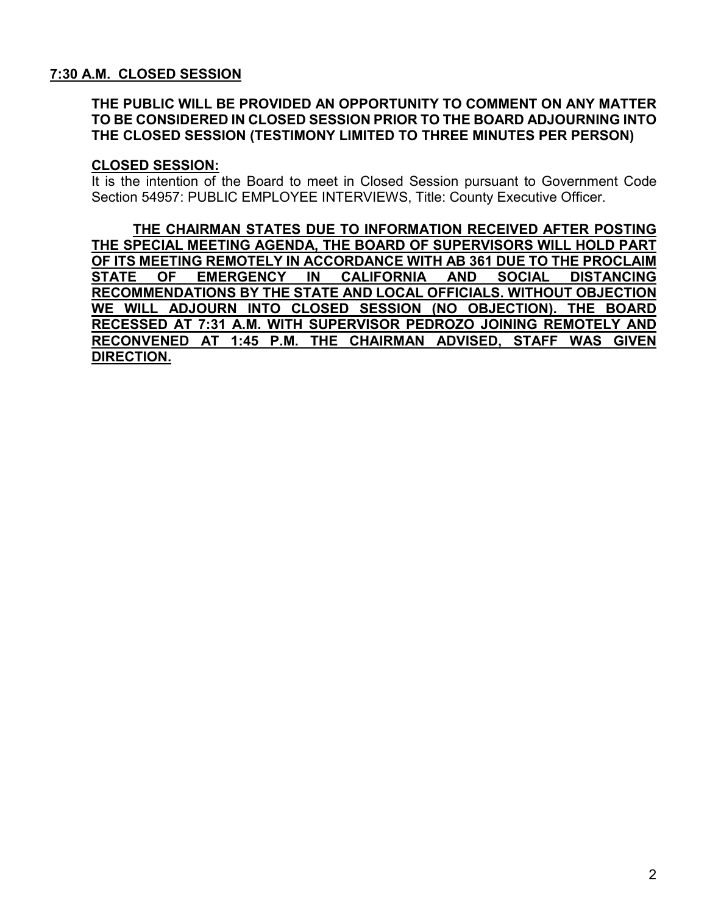**7:30 A.M. CLOSED SESSION**

**THE PUBLIC WILL BE PROVIDED AN OPPORTUNITY TO COMMENT ON ANY MATTER TO BE CONSIDERED IN CLOSED SESSION PRIOR TO THE BOARD ADJOURNING INTO THE CLOSED SESSION (TESTIMONY LIMITED TO THREE MINUTES PER PERSON)**

**CLOSED SESSION:**

It is the intention of the Board to meet in Closed Session pursuant to Government Code Section 54957: PUBLIC EMPLOYEE INTERVIEWS, Title: County Executive Officer.

**THE CHAIRMAN STATES DUE TO INFORMATION RECEIVED AFTER POSTING THE SPECIAL MEETING AGENDA, THE BOARD OF SUPERVISORS WILL HOLD PART OF ITS MEETING REMOTELY IN ACCORDANCE WITH AB 361 DUE TO THE PROCLAIM STATE OF EMERGENCY IN CALIFORNIA AND SOCIAL DISTANCING RECOMMENDATIONS BY THE STATE AND LOCAL OFFICIALS. WITHOUT OBJECTION WE WILL ADJOURN INTO CLOSED SESSION (NO OBJECTION). THE BOARD RECESSED AT 7:31 A.M. WITH SUPERVISOR PEDROZO JOINING REMOTELY AND RECONVENED AT 1:45 P.M. THE CHAIRMAN ADVISED, STAFF WAS GIVEN DIRECTION.**